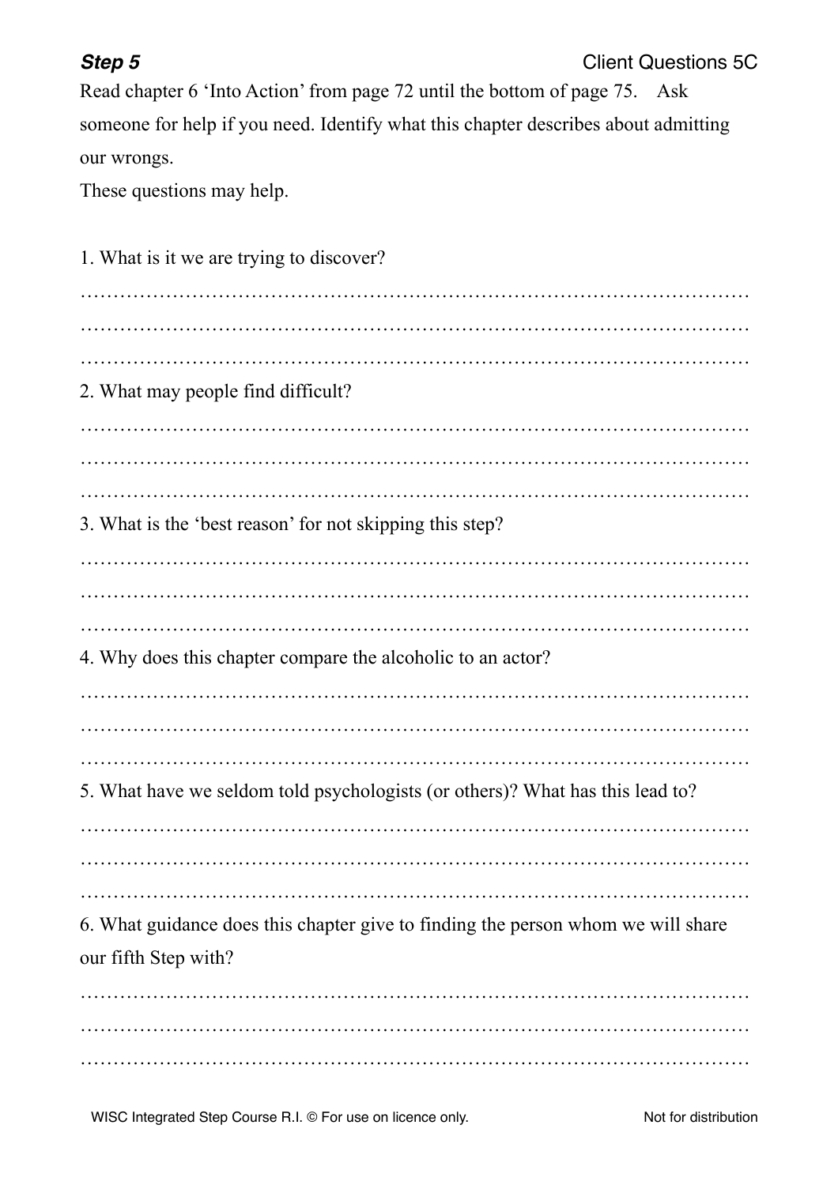**Step 5** Client Questions 5C

Read chapter 6 'Into Action' from page 72 until the bottom of page 75. Ask someone for help if you need. Identify what this chapter describes about admitting our wrongs.

These questions may help.

1. What is it we are trying to discover?

…………………………………………………………………………………………
…………………………………………………………………………………………
…………………………………………………………………………………………

2. What may people find difficult?

…………………………………………………………………………………………
…………………………………………………………………………………………
…………………………………………………………………………………………

3. What is the 'best reason' for not skipping this step?

…………………………………………………………………………………………
…………………………………………………………………………………………
…………………………………………………………………………………………

4. Why does this chapter compare the alcoholic to an actor?

…………………………………………………………………………………………
…………………………………………………………………………………………
…………………………………………………………………………………………

5. What have we seldom told psychologists (or others)? What has this lead to?

…………………………………………………………………………………………
…………………………………………………………………………………………
…………………………………………………………………………………………

6. What guidance does this chapter give to finding the person whom we will share our fifth Step with?

…………………………………………………………………………………………
…………………………………………………………………………………………
…………………………………………………………………………………………

WISC Integrated Step Course R.I. © For use on licence only. Not for distribution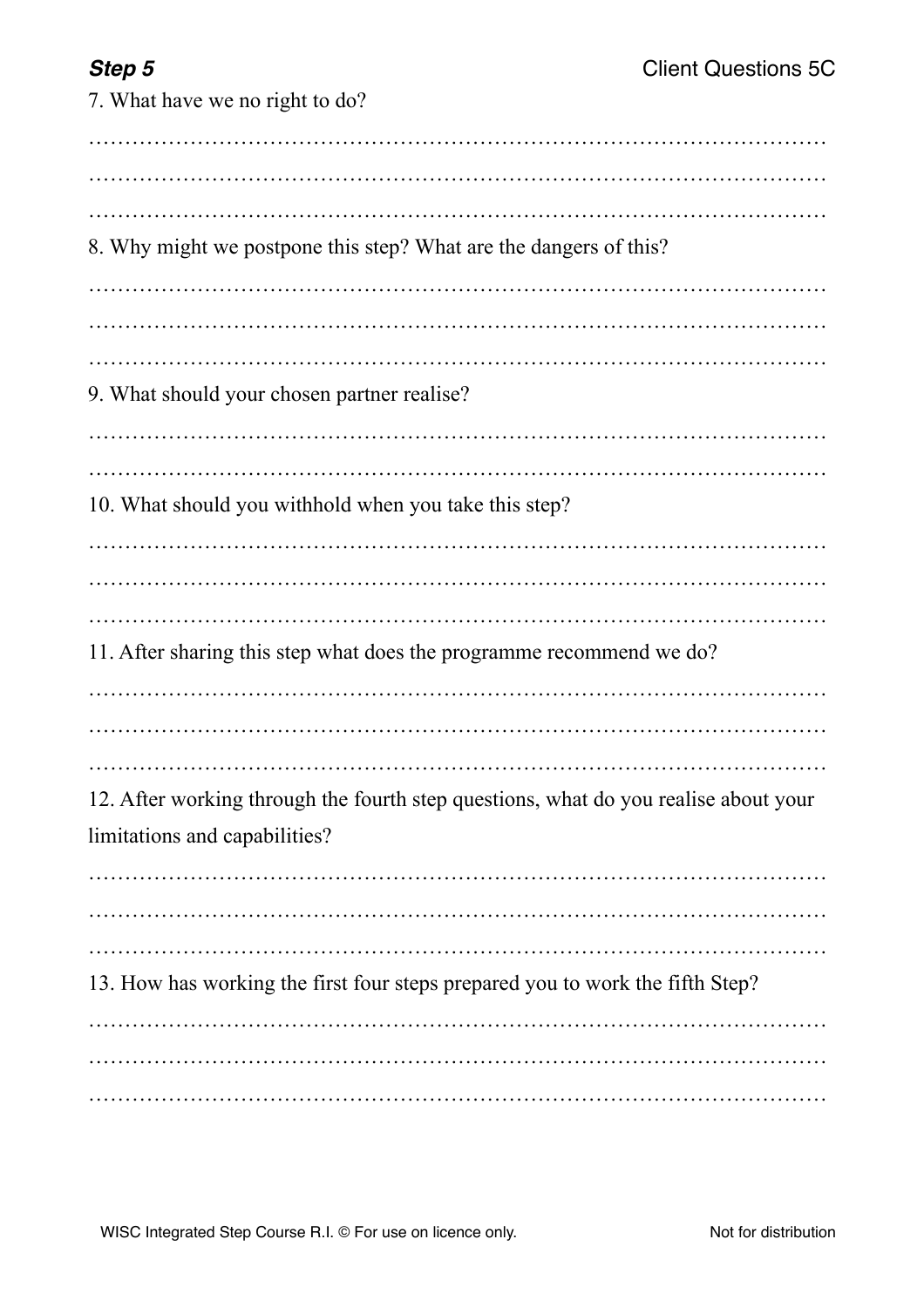7. What have we no right to do?

8. Why might we postpone this step? What are the dangers of this?

9. What should your chosen partner realise?

10. What should you withhold when you take this step?

11. After sharing this step what does the programme recommend we do?

12. After working through the fourth step questions, what do you realise about your limitations and capabilities?

13. How has working the first four steps prepared you to work the fifth Step?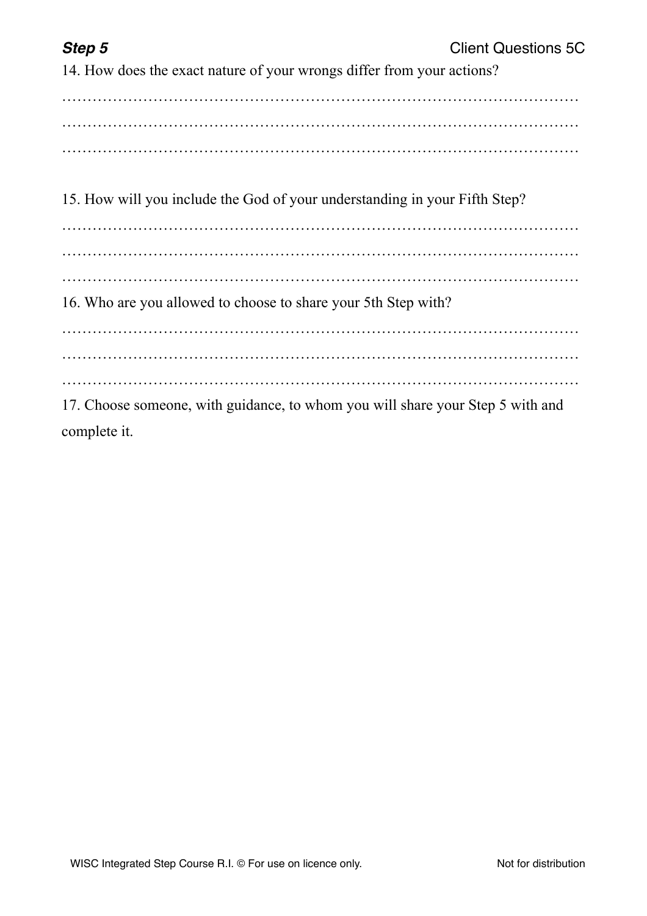14. How does the exact nature of your wrongs differ from your actions?

…………………………………………………………………………………………
…………………………………………………………………………………………
…………………………………………………………………………………………

15. How will you include the God of your understanding in your Fifth Step?

…………………………………………………………………………………………
…………………………………………………………………………………………
…………………………………………………………………………………………

16. Who are you allowed to choose to share your 5th Step with?

…………………………………………………………………………………………
…………………………………………………………………………………………
…………………………………………………………………………………………

17. Choose someone, with guidance, to whom you will share your Step 5 with and complete it.